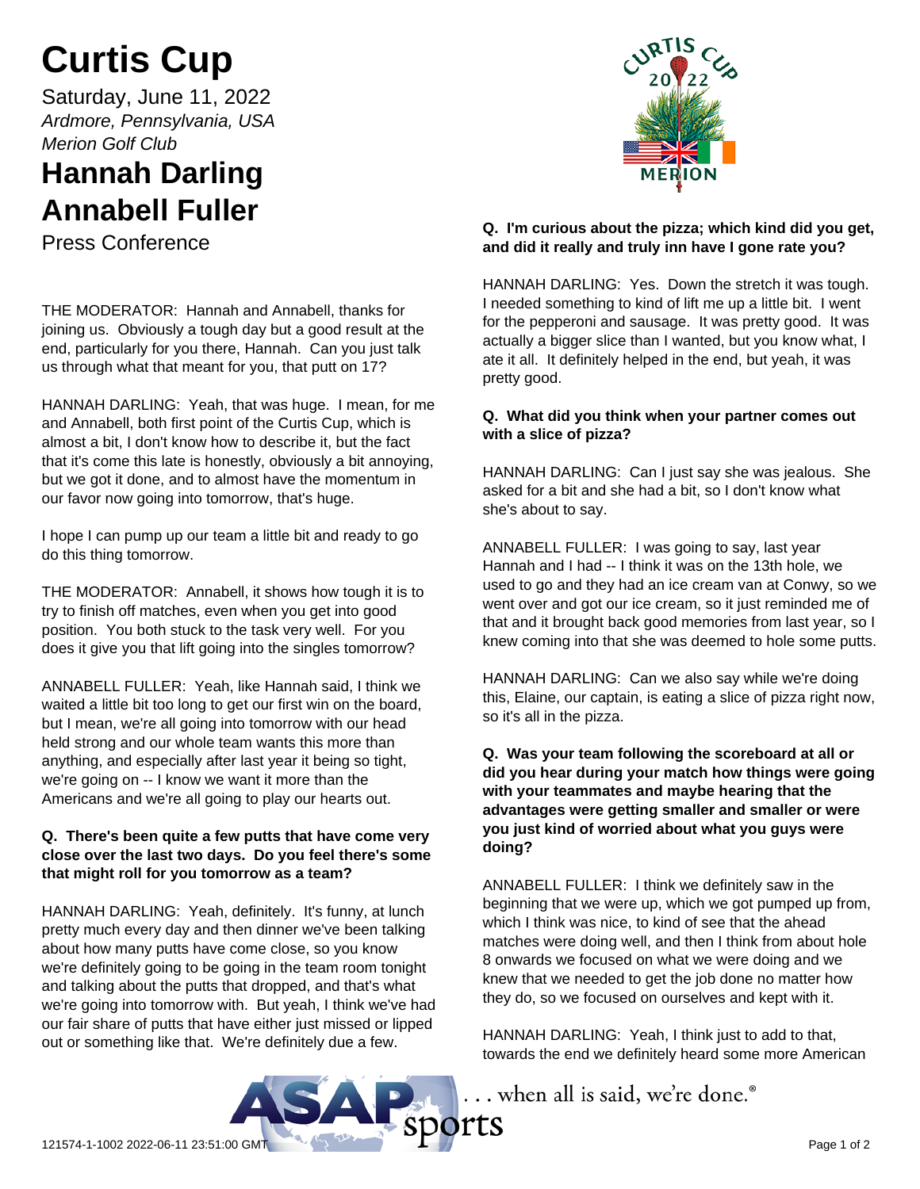# Curtis Cup

Saturday, June 11, 2022

*Ardmore, Pennsylvania, USA*

*Merion Golf Club*

## Hannah Darling
## Annabell Fuller

Press Conference

THE MODERATOR: Hannah and Annabell, thanks for joining us. Obviously a tough day but a good result at the end, particularly for you there, Hannah. Can you just talk us through what that meant for you, that putt on 17?

HANNAH DARLING: Yeah, that was huge. I mean, for me and Annabell, both first point of the Curtis Cup, which is almost a bit, I don't know how to describe it, but the fact that it's come this late is honestly, obviously a bit annoying, but we got it done, and to almost have the momentum in our favor now going into tomorrow, that's huge.

I hope I can pump up our team a little bit and ready to go do this thing tomorrow.

THE MODERATOR: Annabell, it shows how tough it is to try to finish off matches, even when you get into good position. You both stuck to the task very well. For you does it give you that lift going into the singles tomorrow?

ANNABELL FULLER: Yeah, like Hannah said, I think we waited a little bit too long to get our first win on the board, but I mean, we're all going into tomorrow with our head held strong and our whole team wants this more than anything, and especially after last year it being so tight, we're going on -- I know we want it more than the Americans and we're all going to play our hearts out.

**Q. There's been quite a few putts that have come very close over the last two days. Do you feel there's some that might roll for you tomorrow as a team?**

HANNAH DARLING: Yeah, definitely. It's funny, at lunch pretty much every day and then dinner we've been talking about how many putts have come close, so you know we're definitely going to be going in the team room tonight and talking about the putts that dropped, and that's what we're going into tomorrow with. But yeah, I think we've had our fair share of putts that have either just missed or lipped out or something like that. We're definitely due a few.

**Q. I'm curious about the pizza; which kind did you get, and did it really and truly inn have I gone rate you?**

HANNAH DARLING: Yes. Down the stretch it was tough. I needed something to kind of lift me up a little bit. I went for the pepperoni and sausage. It was pretty good. It was actually a bigger slice than I wanted, but you know what, I ate it all. It definitely helped in the end, but yeah, it was pretty good.

**Q. What did you think when your partner comes out with a slice of pizza?**

HANNAH DARLING: Can I just say she was jealous. She asked for a bit and she had a bit, so I don't know what she's about to say.

ANNABELL FULLER: I was going to say, last year Hannah and I had -- I think it was on the 13th hole, we used to go and they had an ice cream van at Conwy, so we went over and got our ice cream, so it just reminded me of that and it brought back good memories from last year, so I knew coming into that she was deemed to hole some putts.

HANNAH DARLING: Can we also say while we're doing this, Elaine, our captain, is eating a slice of pizza right now, so it's all in the pizza.

**Q. Was your team following the scoreboard at all or did you hear during your match how things were going with your teammates and maybe hearing that the advantages were getting smaller and smaller or were you just kind of worried about what you guys were doing?**

ANNABELL FULLER: I think we definitely saw in the beginning that we were up, which we got pumped up from, which I think was nice, to kind of see that the ahead matches were doing well, and then I think from about hole 8 onwards we focused on what we were doing and we knew that we needed to get the job done no matter how they do, so we focused on ourselves and kept with it.

HANNAH DARLING: Yeah, I think just to add to that, towards the end we definitely heard some more American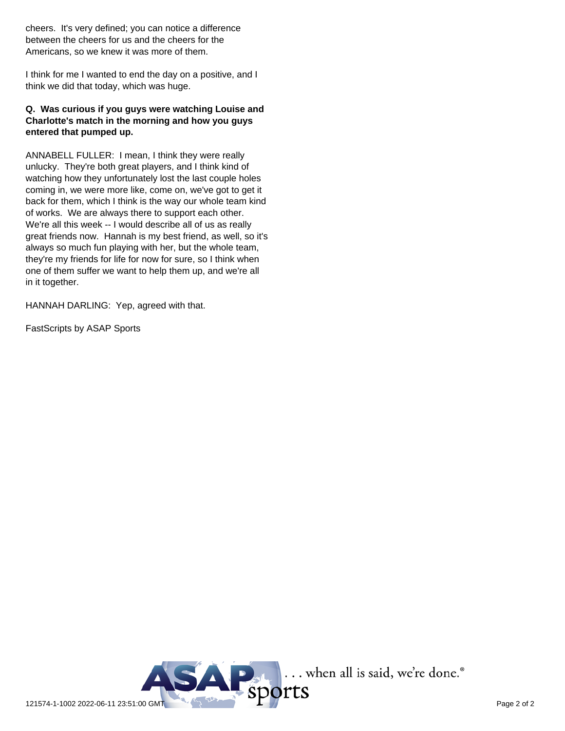cheers. It's very defined; you can notice a difference between the cheers for us and the cheers for the Americans, so we knew it was more of them.

I think for me I wanted to end the day on a positive, and I think we did that today, which was huge.

**Q. Was curious if you guys were watching Louise and Charlotte's match in the morning and how you guys entered that pumped up.**

ANNABELL FULLER: I mean, I think they were really unlucky. They're both great players, and I think kind of watching how they unfortunately lost the last couple holes coming in, we were more like, come on, we've got to get it back for them, which I think is the way our whole team kind of works. We are always there to support each other. We're all this week -- I would describe all of us as really great friends now. Hannah is my best friend, as well, so it's always so much fun playing with her, but the whole team, they're my friends for life for now for sure, so I think when one of them suffer we want to help them up, and we're all in it together.

HANNAH DARLING: Yep, agreed with that.

FastScripts by ASAP Sports